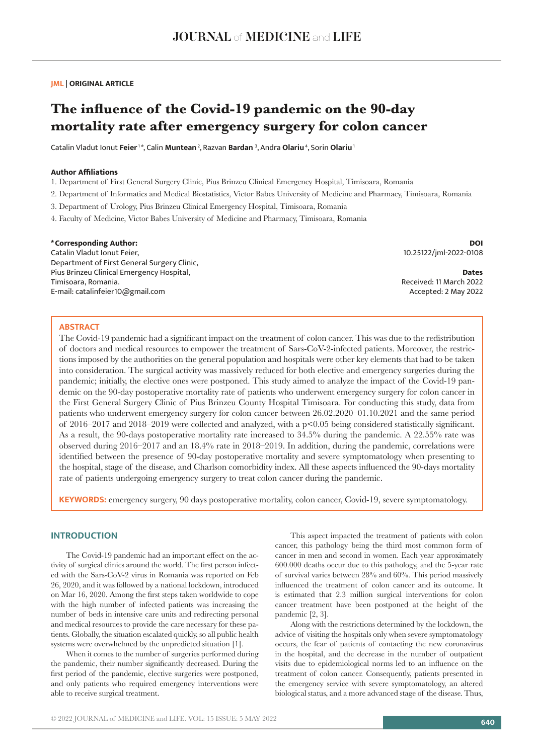JML | ORIGINAL ARTICLE

# The influence of the Covid-19 pandemic on the 90-day mortality rate after emergency surgery for colon cancer

Catalin Vladut Ionut **Feier**[1]*, Calin **Muntean**[2], Razvan **Bardan**[3], Andra **Olariu**[4], Sorin **Olariu**[1]

**Author Affiliations**

1. Department of First General Surgery Clinic, Pius Brinzeu Clinical Emergency Hospital, Timisoara, Romania
2. Department of Informatics and Medical Biostatistics, Victor Babes University of Medicine and Pharmacy, Timisoara, Romania
3. Department of Urology, Pius Brinzeu Clinical Emergency Hospital, Timisoara, Romania
4. Faculty of Medicine, Victor Babes University of Medicine and Pharmacy, Timisoara, Romania

**\*Corresponding Author:**
Catalin Vladut Ionut Feier,
Department of First General Surgery Clinic,
Pius Brinzeu Clinical Emergency Hospital,
Timisoara, Romania.
E-mail: catalinfeier10@gmail.com

**DOI**
10.25122/jml-2022-0108

**Dates**
Received: 11 March 2022
Accepted: 2 May 2022

## ABSTRACT

The Covid-19 pandemic had a significant impact on the treatment of colon cancer. This was due to the redistribution of doctors and medical resources to empower the treatment of Sars-CoV-2-infected patients. Moreover, the restrictions imposed by the authorities on the general population and hospitals were other key elements that had to be taken into consideration. The surgical activity was massively reduced for both elective and emergency surgeries during the pandemic; initially, the elective ones were postponed. This study aimed to analyze the impact of the Covid-19 pandemic on the 90-day postoperative mortality rate of patients who underwent emergency surgery for colon cancer in the First General Surgery Clinic of Pius Brinzeu County Hospital Timisoara. For conducting this study, data from patients who underwent emergency surgery for colon cancer between 26.02.2020–01.10.2021 and the same period of 2016–2017 and 2018–2019 were collected and analyzed, with a $p<0.05$ being considered statistically significant. As a result, the 90-days postoperative mortality rate increased to 34.5% during the pandemic. A 22.55% rate was observed during 2016–2017 and an 18.4% rate in 2018–2019. In addition, during the pandemic, correlations were identified between the presence of 90-day postoperative mortality and severe symptomatology when presenting to the hospital, stage of the disease, and Charlson comorbidity index. All these aspects influenced the 90-days mortality rate of patients undergoing emergency surgery to treat colon cancer during the pandemic.

**KEYWORDS:** emergency surgery, 90 days postoperative mortality, colon cancer, Covid-19, severe symptomatology.

## INTRODUCTION

The Covid-19 pandemic had an important effect on the activity of surgical clinics around the world. The first person infected with the Sars-CoV-2 virus in Romania was reported on Feb 26, 2020, and it was followed by a national lockdown, introduced on Mar 16, 2020. Among the first steps taken worldwide to cope with the high number of infected patients was increasing the number of beds in intensive care units and redirecting personal and medical resources to provide the care necessary for these patients. Globally, the situation escalated quickly, so all public health systems were overwhelmed by the unpredicted situation [1].

When it comes to the number of surgeries performed during the pandemic, their number significantly decreased. During the first period of the pandemic, elective surgeries were postponed, and only patients who required emergency interventions were able to receive surgical treatment.

This aspect impacted the treatment of patients with colon cancer, this pathology being the third most common form of cancer in men and second in women. Each year approximately 600.000 deaths occur due to this pathology, and the 5-year rate of survival varies between 28% and 60%. This period massively influenced the treatment of colon cancer and its outcome. It is estimated that 2.3 million surgical interventions for colon cancer treatment have been postponed at the height of the pandemic [2, 3].

Along with the restrictions determined by the lockdown, the advice of visiting the hospitals only when severe symptomatology occurs, the fear of patients of contacting the new coronavirus in the hospital, and the decrease in the number of outpatient visits due to epidemiological norms led to an influence on the treatment of colon cancer. Consequently, patients presented in the emergency service with severe symptomatology, an altered biological status, and a more advanced stage of the disease. Thus,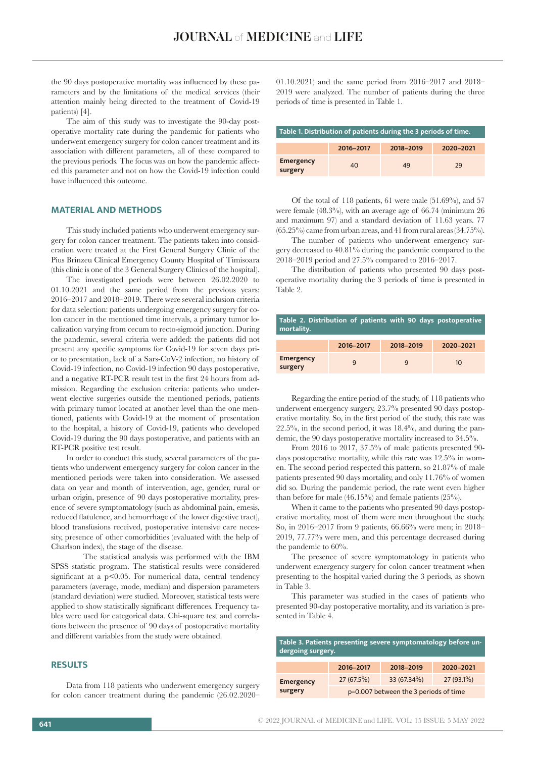the 90 days postoperative mortality was influenced by these parameters and by the limitations of the medical services (their attention mainly being directed to the treatment of Covid-19 patients) [4].

The aim of this study was to investigate the 90-day postoperative mortality rate during the pandemic for patients who underwent emergency surgery for colon cancer treatment and its association with different parameters, all of these compared to the previous periods. The focus was on how the pandemic affected this parameter and not on how the Covid-19 infection could have influenced this outcome.

## MATERIAL AND METHODS

This study included patients who underwent emergency surgery for colon cancer treatment. The patients taken into consideration were treated at the First General Surgery Clinic of the Pius Brinzeu Clinical Emergency County Hospital of Timisoara (this clinic is one of the 3 General Surgery Clinics of the hospital).

The investigated periods were between 26.02.2020 to 01.10.2021 and the same period from the previous years: 2016–2017 and 2018–2019. There were several inclusion criteria for data selection: patients undergoing emergency surgery for colon cancer in the mentioned time intervals, a primary tumor localization varying from cecum to recto-sigmoid junction. During the pandemic, several criteria were added: the patients did not present any specific symptoms for Covid-19 for seven days prior to presentation, lack of a Sars-CoV-2 infection, no history of Covid-19 infection, no Covid-19 infection 90 days postoperative, and a negative RT-PCR result test in the first 24 hours from admission. Regarding the exclusion criteria: patients who underwent elective surgeries outside the mentioned periods, patients with primary tumor located at another level than the one mentioned, patients with Covid-19 at the moment of presentation to the hospital, a history of Covid-19, patients who developed Covid-19 during the 90 days postoperative, and patients with an RT-PCR positive test result.

In order to conduct this study, several parameters of the patients who underwent emergency surgery for colon cancer in the mentioned periods were taken into consideration. We assessed data on year and month of intervention, age, gender, rural or urban origin, presence of 90 days postoperative mortality, presence of severe symptomatology (such as abdominal pain, emesis, reduced flatulence, and hemorrhage of the lower digestive tract), blood transfusions received, postoperative intensive care necessity, presence of other comorbidities (evaluated with the help of Charlson index), the stage of the disease.

The statistical analysis was performed with the IBM SPSS statistic program. The statistical results were considered significant at a $p<0.05$. For numerical data, central tendency parameters (average, mode, median) and dispersion parameters (standard deviation) were studied. Moreover, statistical tests were applied to show statistically significant differences. Frequency tables were used for categorical data. Chi-square test and correlations between the presence of 90 days of postoperative mortality and different variables from the study were obtained.

## RESULTS

Data from 118 patients who underwent emergency surgery for colon cancer treatment during the pandemic (26.02.2020–01.10.2021) and the same period from 2016–2017 and 2018–2019 were analyzed. The number of patients during the three periods of time is presented in Table 1.

**Table 1. Distribution of patients during the 3 periods of time.**

| | 2016–2017 | 2018–2019 | 2020–2021 |
|---|---|---|---|
| **Emergency surgery** | 40 | 49 | 29 |

Of the total of 118 patients, 61 were male (51.69%), and 57 were female (48.3%), with an average age of 66.74 (minimum 26 and maximum 97) and a standard deviation of 11.63 years. 77 (65.25%) came from urban areas, and 41 from rural areas (34.75%).

The number of patients who underwent emergency surgery decreased to 40.81% during the pandemic compared to the 2018–2019 period and 27.5% compared to 2016–2017.

The distribution of patients who presented 90 days postoperative mortality during the 3 periods of time is presented in Table 2.

**Table 2. Distribution of patients with 90 days postoperative mortality.**

| | 2016–2017 | 2018–2019 | 2020–2021 |
|---|---|---|---|
| **Emergency surgery** | 9 | 9 | 10 |

Regarding the entire period of the study, of 118 patients who underwent emergency surgery, 23.7% presented 90 days postoperative mortality. So, in the first period of the study, this rate was 22.5%, in the second period, it was 18.4%, and during the pandemic, the 90 days postoperative mortality increased to 34.5%.

From 2016 to 2017, 37.5% of male patients presented 90-days postoperative mortality, while this rate was 12.5% in women. The second period respected this pattern, so 21.87% of male patients presented 90 days mortality, and only 11.76% of women did so. During the pandemic period, the rate went even higher than before for male (46.15%) and female patients (25%).

When it came to the patients who presented 90 days postoperative mortality, most of them were men throughout the study. So, in 2016–2017 from 9 patients, 66.66% were men; in 2018–2019, 77.77% were men, and this percentage decreased during the pandemic to 60%.

The presence of severe symptomatology in patients who underwent emergency surgery for colon cancer treatment when presenting to the hospital varied during the 3 periods, as shown in Table 3.

This parameter was studied in the cases of patients who presented 90-day postoperative mortality, and its variation is presented in Table 4.

**Table 3. Patients presenting severe symptomatology before undergoing surgery.**

| | 2016–2017 | 2018–2019 | 2020–2021 |
|---|---|---|---|
| **Emergency surgery** | 27 (67.5%) | 33 (67.34%) | 27 (93.1%) |
| | p=0.007 between the 3 periods of time | | |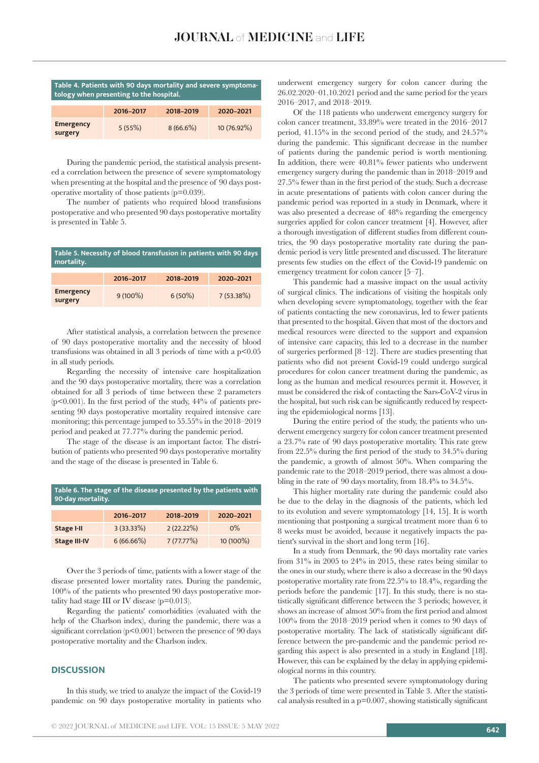**Table 4. Patients with 90 days mortality and severe symptomatology when presenting to the hospital.**

| | 2016–2017 | 2018–2019 | 2020–2021 |
|---|---|---|---|
| Emergency surgery | 5 (55%) | 8 (66.6%) | 10 (76.92%) |

During the pandemic period, the statistical analysis presented a correlation between the presence of severe symptomatology when presenting at the hospital and the presence of 90 days postoperative mortality of those patients ($p=0.039$).

The number of patients who required blood transfusions postoperative and who presented 90 days postoperative mortality is presented in Table 5.

**Table 5. Necessity of blood transfusion in patients with 90 days mortality.**

| | 2016–2017 | 2018–2019 | 2020–2021 |
|---|---|---|---|
| Emergency surgery | 9 (100%) | 6 (50%) | 7 (53.38%) |

After statistical analysis, a correlation between the presence of 90 days postoperative mortality and the necessity of blood transfusions was obtained in all 3 periods of time with a $p<0.05$ in all study periods.

Regarding the necessity of intensive care hospitalization and the 90 days postoperative mortality, there was a correlation obtained for all 3 periods of time between these 2 parameters ($p<0.001$). In the first period of the study, 44% of patients presenting 90 days postoperative mortality required intensive care monitoring; this percentage jumped to 55.55% in the 2018–2019 period and peaked at 77.77% during the pandemic period.

The stage of the disease is an important factor. The distribution of patients who presented 90 days postoperative mortality and the stage of the disease is presented in Table 6.

**Table 6. The stage of the disease presented by the patients with 90-day mortality.**

| | 2016–2017 | 2018–2019 | 2020–2021 |
|---|---|---|---|
| Stage I-II | 3 (33.33%) | 2 (22.22%) | 0% |
| Stage III-IV | 6 (66.66%) | 7 (77.77%) | 10 (100%) |

Over the 3 periods of time, patients with a lower stage of the disease presented lower mortality rates. During the pandemic, 100% of the patients who presented 90 days postoperative mortality had stage III or IV disease ($p=0.013$).

Regarding the patients' comorbidities (evaluated with the help of the Charlson index), during the pandemic, there was a significant correlation ($p<0.001$) between the presence of 90 days postoperative mortality and the Charlson index.

## DISCUSSION

In this study, we tried to analyze the impact of the Covid-19 pandemic on 90 days postoperative mortality in patients who underwent emergency surgery for colon cancer during the 26.02.2020–01.10.2021 period and the same period for the years 2016–2017, and 2018–2019.

Of the 118 patients who underwent emergency surgery for colon cancer treatment, 33.89% were treated in the 2016–2017 period, 41.15% in the second period of the study, and 24.57% during the pandemic. This significant decrease in the number of patients during the pandemic period is worth mentioning. In addition, there were 40.81% fewer patients who underwent emergency surgery during the pandemic than in 2018–2019 and 27.5% fewer than in the first period of the study. Such a decrease in acute presentations of patients with colon cancer during the pandemic period was reported in a study in Denmark, where it was also presented a decrease of 48% regarding the emergency surgeries applied for colon cancer treatment [4]. However, after a thorough investigation of different studies from different countries, the 90 days postoperative mortality rate during the pandemic period is very little presented and discussed. The literature presents few studies on the effect of the Covid-19 pandemic on emergency treatment for colon cancer [5–7].

This pandemic had a massive impact on the usual activity of surgical clinics. The indications of visiting the hospitals only when developing severe symptomatology, together with the fear of patients contacting the new coronavirus, led to fewer patients that presented to the hospital. Given that most of the doctors and medical resources were directed to the support and expansion of intensive care capacity, this led to a decrease in the number of surgeries performed [8–12]. There are studies presenting that patients who did not present Covid-19 could undergo surgical procedures for colon cancer treatment during the pandemic, as long as the human and medical resources permit it. However, it must be considered the risk of contacting the Sars-CoV-2 virus in the hospital, but such risk can be significantly reduced by respecting the epidemiological norms [13].

During the entire period of the study, the patients who underwent emergency surgery for colon cancer treatment presented a 23.7% rate of 90 days postoperative mortality. This rate grew from 22.5% during the first period of the study to 34.5% during the pandemic, a growth of almost 50%. When comparing the pandemic rate to the 2018–2019 period, there was almost a doubling in the rate of 90 days mortality, from 18.4% to 34.5%.

This higher mortality rate during the pandemic could also be due to the delay in the diagnosis of the patients, which led to its evolution and severe symptomatology [14, 15]. It is worth mentioning that postponing a surgical treatment more than 6 to 8 weeks must be avoided, because it negatively impacts the patient's survival in the short and long term [16].

In a study from Denmark, the 90 days mortality rate varies from 31% in 2005 to 24% in 2015, these rates being similar to the ones in our study, where there is also a decrease in the 90 days postoperative mortality rate from 22.5% to 18.4%, regarding the periods before the pandemic [17]. In this study, there is no statistically significant difference between the 3 periods; however, it shows an increase of almost 50% from the first period and almost 100% from the 2018–2019 period when it comes to 90 days of postoperative mortality. The lack of statistically significant difference between the pre-pandemic and the pandemic period regarding this aspect is also presented in a study in England [18]. However, this can be explained by the delay in applying epidemiological norms in this country.

The patients who presented severe symptomatology during the 3 periods of time were presented in Table 3. After the statistical analysis resulted in a $p=0.007$, showing statistically significant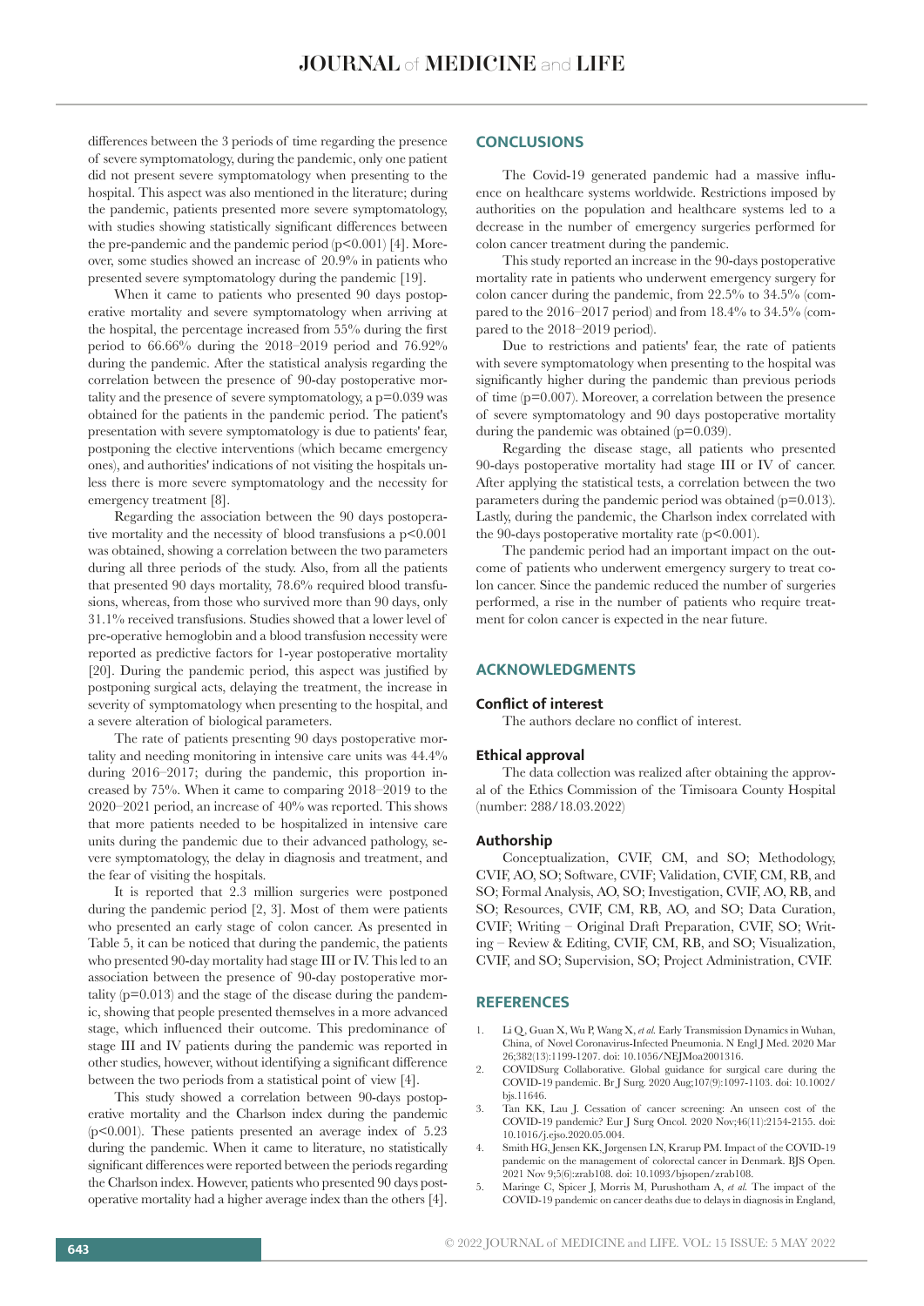differences between the 3 periods of time regarding the presence of severe symptomatology, during the pandemic, only one patient did not present severe symptomatology when presenting to the hospital. This aspect was also mentioned in the literature; during the pandemic, patients presented more severe symptomatology, with studies showing statistically significant differences between the pre-pandemic and the pandemic period ($p<0.001$) [4]. Moreover, some studies showed an increase of 20.9% in patients who presented severe symptomatology during the pandemic [19].

When it came to patients who presented 90 days postoperative mortality and severe symptomatology when arriving at the hospital, the percentage increased from 55% during the first period to 66.66% during the 2018–2019 period and 76.92% during the pandemic. After the statistical analysis regarding the correlation between the presence of 90-day postoperative mortality and the presence of severe symptomatology, a $p=0.039$ was obtained for the patients in the pandemic period. The patient's presentation with severe symptomatology is due to patients' fear, postponing the elective interventions (which became emergency ones), and authorities' indications of not visiting the hospitals unless there is more severe symptomatology and the necessity for emergency treatment [8].

Regarding the association between the 90 days postoperative mortality and the necessity of blood transfusions a $p<0.001$ was obtained, showing a correlation between the two parameters during all three periods of the study. Also, from all the patients that presented 90 days mortality, 78.6% required blood transfusions, whereas, from those who survived more than 90 days, only 31.1% received transfusions. Studies showed that a lower level of pre-operative hemoglobin and a blood transfusion necessity were reported as predictive factors for 1-year postoperative mortality [20]. During the pandemic period, this aspect was justified by postponing surgical acts, delaying the treatment, the increase in severity of symptomatology when presenting to the hospital, and a severe alteration of biological parameters.

The rate of patients presenting 90 days postoperative mortality and needing monitoring in intensive care units was 44.4% during 2016–2017; during the pandemic, this proportion increased by 75%. When it came to comparing 2018–2019 to the 2020–2021 period, an increase of 40% was reported. This shows that more patients needed to be hospitalized in intensive care units during the pandemic due to their advanced pathology, severe symptomatology, the delay in diagnosis and treatment, and the fear of visiting the hospitals.

It is reported that 2.3 million surgeries were postponed during the pandemic period [2, 3]. Most of them were patients who presented an early stage of colon cancer. As presented in Table 5, it can be noticed that during the pandemic, the patients who presented 90-day mortality had stage III or IV. This led to an association between the presence of 90-day postoperative mortality ($p=0.013$) and the stage of the disease during the pandemic, showing that people presented themselves in a more advanced stage, which influenced their outcome. This predominance of stage III and IV patients during the pandemic was reported in other studies, however, without identifying a significant difference between the two periods from a statistical point of view [4].

This study showed a correlation between 90-days postoperative mortality and the Charlson index during the pandemic ($p<0.001$). These patients presented an average index of 5.23 during the pandemic. When it came to literature, no statistically significant differences were reported between the periods regarding the Charlson index. However, patients who presented 90 days postoperative mortality had a higher average index than the others [4].

## CONCLUSIONS

The Covid-19 generated pandemic had a massive influence on healthcare systems worldwide. Restrictions imposed by authorities on the population and healthcare systems led to a decrease in the number of emergency surgeries performed for colon cancer treatment during the pandemic.

This study reported an increase in the 90-days postoperative mortality rate in patients who underwent emergency surgery for colon cancer during the pandemic, from 22.5% to 34.5% (compared to the 2016–2017 period) and from 18.4% to 34.5% (compared to the 2018–2019 period).

Due to restrictions and patients' fear, the rate of patients with severe symptomatology when presenting to the hospital was significantly higher during the pandemic than previous periods of time ($p=0.007$). Moreover, a correlation between the presence of severe symptomatology and 90 days postoperative mortality during the pandemic was obtained ($p=0.039$).

Regarding the disease stage, all patients who presented 90-days postoperative mortality had stage III or IV of cancer. After applying the statistical tests, a correlation between the two parameters during the pandemic period was obtained ($p=0.013$). Lastly, during the pandemic, the Charlson index correlated with the 90-days postoperative mortality rate ($p<0.001$).

The pandemic period had an important impact on the outcome of patients who underwent emergency surgery to treat colon cancer. Since the pandemic reduced the number of surgeries performed, a rise in the number of patients who require treatment for colon cancer is expected in the near future.

## ACKNOWLEDGMENTS

### Conflict of interest

The authors declare no conflict of interest.

### Ethical approval

The data collection was realized after obtaining the approval of the Ethics Commission of the Timisoara County Hospital (number: 288/18.03.2022)

### Authorship

Conceptualization, CVIF, CM, and SO; Methodology, CVIF, AO, SO; Software, CVIF; Validation, CVIF, CM, RB, and SO; Formal Analysis, AO, SO; Investigation, CVIF, AO, RB, and SO; Resources, CVIF, CM, RB, AO, and SO; Data Curation, CVIF; Writing – Original Draft Preparation, CVIF, SO; Writing – Review & Editing, CVIF, CM, RB, and SO; Visualization, CVIF, and SO; Supervision, SO; Project Administration, CVIF.

## REFERENCES

1. Li Q, Guan X, Wu P, Wang X, *et al.* Early Transmission Dynamics in Wuhan, China, of Novel Coronavirus-Infected Pneumonia. N Engl J Med. 2020 Mar 26;382(13):1199-1207. doi: 10.1056/NEJMoa2001316.
2. COVIDSurg Collaborative. Global guidance for surgical care during the COVID-19 pandemic. Br J Surg. 2020 Aug;107(9):1097-1103. doi: 10.1002/bjs.11646.
3. Tan KK, Lau J. Cessation of cancer screening: An unseen cost of the COVID-19 pandemic? Eur J Surg Oncol. 2020 Nov;46(11):2154-2155. doi: 10.1016/j.ejso.2020.05.004.
4. Smith HG, Jensen KK, Jørgensen LN, Krarup PM. Impact of the COVID-19 pandemic on the management of colorectal cancer in Denmark. BJS Open. 2021 Nov 9;5(6):zrab108. doi: 10.1093/bjsopen/zrab108.
5. Maringe C, Spicer J, Morris M, Purushotham A, *et al.* The impact of the COVID-19 pandemic on cancer deaths due to delays in diagnosis in England,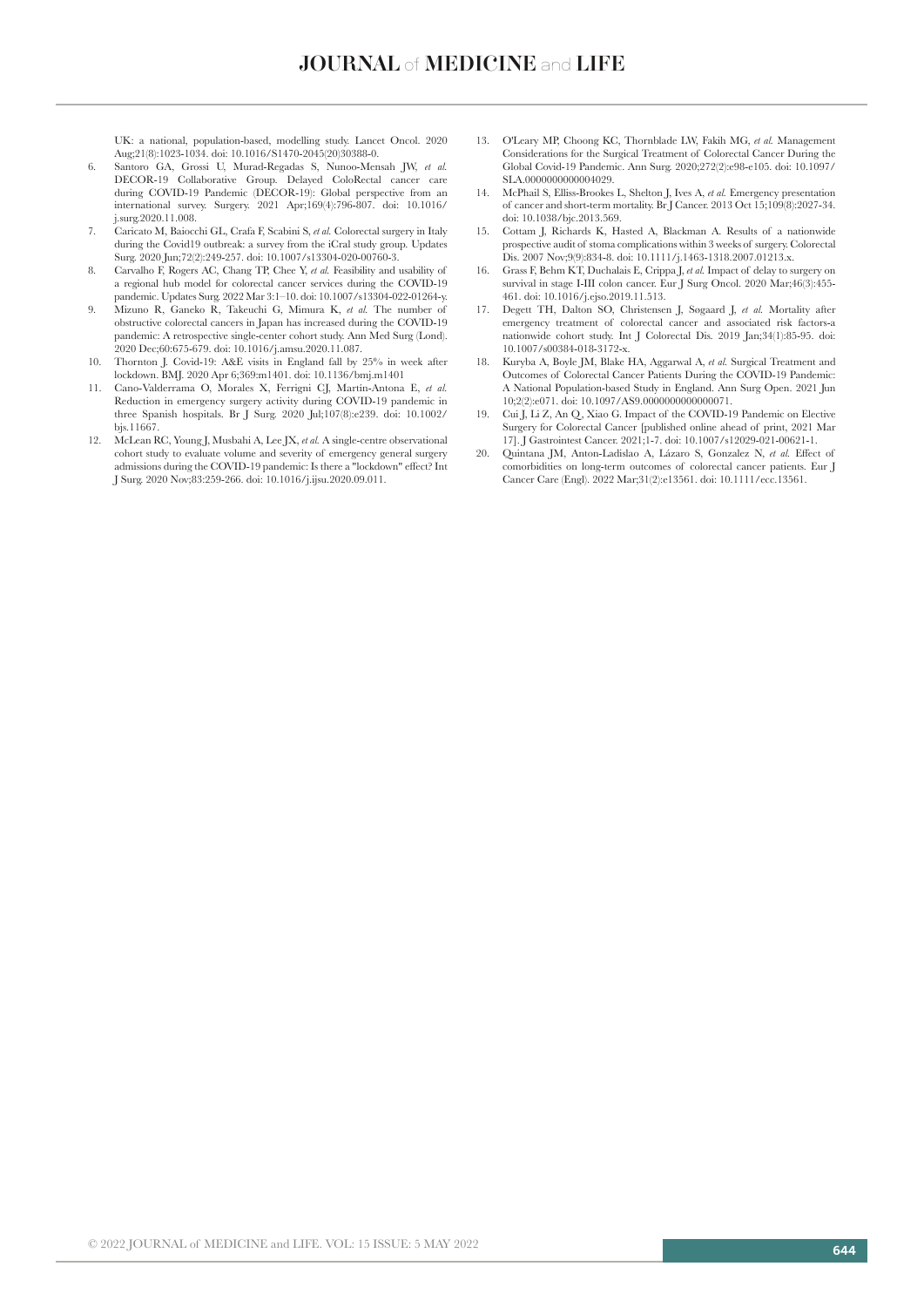UK: a national, population-based, modelling study. Lancet Oncol. 2020 Aug;21(8):1023-1034. doi: 10.1016/S1470-2045(20)30388-0.

6. Santoro GA, Grossi U, Murad-Regadas S, Nunoo-Mensah JW, *et al.* DECOR-19 Collaborative Group. Delayed ColoRectal cancer care during COVID-19 Pandemic (DECOR-19): Global perspective from an international survey. Surgery. 2021 Apr;169(4):796-807. doi: 10.1016/j.surg.2020.11.008.
7. Caricato M, Baiocchi GL, Crafa F, Scabini S, *et al.* Colorectal surgery in Italy during the Covid19 outbreak: a survey from the iCral study group. Updates Surg. 2020 Jun;72(2):249-257. doi: 10.1007/s13304-020-00760-3.
8. Carvalho F, Rogers AC, Chang TP, Chee Y, *et al.* Feasibility and usability of a regional hub model for colorectal cancer services during the COVID-19 pandemic. Updates Surg. 2022 Mar 3:1–10. doi: 10.1007/s13304-022-01264-y.
9. Mizuno R, Ganeko R, Takeuchi G, Mimura K, *et al.* The number of obstructive colorectal cancers in Japan has increased during the COVID-19 pandemic: A retrospective single-center cohort study. Ann Med Surg (Lond). 2020 Dec;60:675-679. doi: 10.1016/j.amsu.2020.11.087.
10. Thornton J. Covid-19: A&E visits in England fall by 25% in week after lockdown. BMJ. 2020 Apr 6;369:m1401. doi: 10.1136/bmj.m1401
11. Cano-Valderrama O, Morales X, Ferrigni CJ, Martín-Antona E, *et al.* Reduction in emergency surgery activity during COVID-19 pandemic in three Spanish hospitals. Br J Surg. 2020 Jul;107(8):e239. doi: 10.1002/bjs.11667.
12. McLean RC, Young J, Musbahi A, Lee JX, *et al.* A single-centre observational cohort study to evaluate volume and severity of emergency general surgery admissions during the COVID-19 pandemic: Is there a "lockdown" effect? Int J Surg. 2020 Nov;83:259-266. doi: 10.1016/j.ijsu.2020.09.011.
13. O'Leary MP, Choong KC, Thornblade LW, Fakih MG, *et al.* Management Considerations for the Surgical Treatment of Colorectal Cancer During the Global Covid-19 Pandemic. Ann Surg. 2020;272(2):e98-e105. doi: 10.1097/SLA.0000000000004029.
14. McPhail S, Elliss-Brookes L, Shelton J, Ives A, *et al.* Emergency presentation of cancer and short-term mortality. Br J Cancer. 2013 Oct 15;109(8):2027-34. doi: 10.1038/bjc.2013.569.
15. Cottam J, Richards K, Hasted A, Blackman A. Results of a nationwide prospective audit of stoma complications within 3 weeks of surgery. Colorectal Dis. 2007 Nov;9(9):834-8. doi: 10.1111/j.1463-1318.2007.01213.x.
16. Grass F, Behm KT, Duchalais E, Crippa J, *et al.* Impact of delay to surgery on survival in stage I-III colon cancer. Eur J Surg Oncol. 2020 Mar;46(3):455-461. doi: 10.1016/j.ejso.2019.11.513.
17. Degett TH, Dalton SO, Christensen J, Søgaard J, *et al.* Mortality after emergency treatment of colorectal cancer and associated risk factors-a nationwide cohort study. Int J Colorectal Dis. 2019 Jan;34(1):85-95. doi: 10.1007/s00384-018-3172-x.
18. Kuryba A, Boyle JM, Blake HA, Aggarwal A, *et al.* Surgical Treatment and Outcomes of Colorectal Cancer Patients During the COVID-19 Pandemic: A National Population-based Study in England. Ann Surg Open. 2021 Jun 10;2(2):e071. doi: 10.1097/AS9.0000000000000071.
19. Cui J, Li Z, An Q, Xiao G. Impact of the COVID-19 Pandemic on Elective Surgery for Colorectal Cancer [published online ahead of print, 2021 Mar 17]. J Gastrointest Cancer. 2021;1-7. doi: 10.1007/s12029-021-00621-1.
20. Quintana JM, Anton-Ladislao A, Lázaro S, Gonzalez N, *et al.* Effect of comorbidities on long-term outcomes of colorectal cancer patients. Eur J Cancer Care (Engl). 2022 Mar;31(2):e13561. doi: 10.1111/ecc.13561.